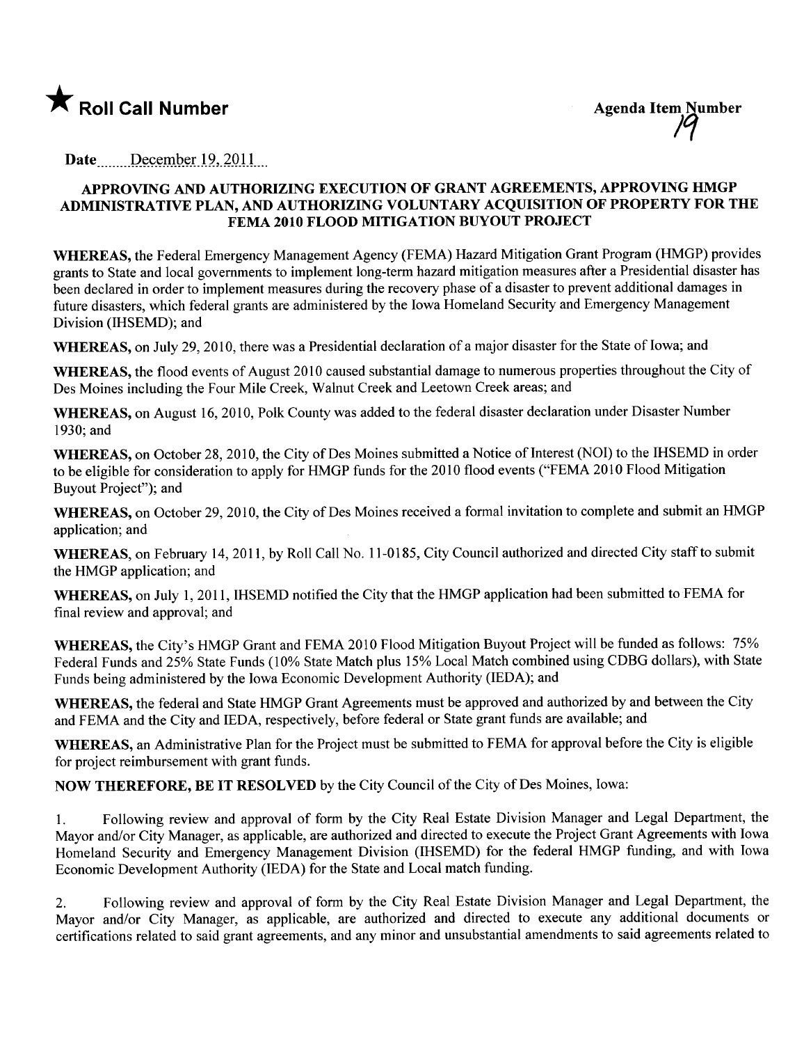★ **Roll Call Number**

**Agenda Item Number**
19

**Date** December 19, 2011

**APPROVING AND AUTHORIZING EXECUTION OF GRANT AGREEMENTS, APPROVING HMGP ADMINISTRATIVE PLAN, AND AUTHORIZING VOLUNTARY ACQUISITION OF PROPERTY FOR THE FEMA 2010 FLOOD MITIGATION BUYOUT PROJECT**

**WHEREAS,** the Federal Emergency Management Agency (FEMA) Hazard Mitigation Grant Program (HMGP) provides grants to State and local governments to implement long-term hazard mitigation measures after a Presidential disaster has been declared in order to implement measures during the recovery phase of a disaster to prevent additional damages in future disasters, which federal grants are administered by the Iowa Homeland Security and Emergency Management Division (IHSEMD); and

**WHEREAS,** on July 29, 2010, there was a Presidential declaration of a major disaster for the State of Iowa; and

**WHEREAS,** the flood events of August 2010 caused substantial damage to numerous properties throughout the City of Des Moines including the Four Mile Creek, Walnut Creek and Leetown Creek areas; and

**WHEREAS,** on August 16, 2010, Polk County was added to the federal disaster declaration under Disaster Number 1930; and

**WHEREAS,** on October 28, 2010, the City of Des Moines submitted a Notice of Interest (NOI) to the IHSEMD in order to be eligible for consideration to apply for HMGP funds for the 2010 flood events ("FEMA 2010 Flood Mitigation Buyout Project"); and

**WHEREAS,** on October 29, 2010, the City of Des Moines received a formal invitation to complete and submit an HMGP application; and

**WHEREAS,** on February 14, 2011, by Roll Call No. 11-0185, City Council authorized and directed City staff to submit the HMGP application; and

**WHEREAS,** on July 1, 2011, IHSEMD notified the City that the HMGP application had been submitted to FEMA for final review and approval; and

**WHEREAS,** the City's HMGP Grant and FEMA 2010 Flood Mitigation Buyout Project will be funded as follows: 75% Federal Funds and 25% State Funds (10% State Match plus 15% Local Match combined using CDBG dollars), with State Funds being administered by the Iowa Economic Development Authority (IEDA); and

**WHEREAS,** the federal and State HMGP Grant Agreements must be approved and authorized by and between the City and FEMA and the City and IEDA, respectively, before federal or State grant funds are available; and

**WHEREAS,** an Administrative Plan for the Project must be submitted to FEMA for approval before the City is eligible for project reimbursement with grant funds.

**NOW THEREFORE, BE IT RESOLVED** by the City Council of the City of Des Moines, Iowa:

1. Following review and approval of form by the City Real Estate Division Manager and Legal Department, the Mayor and/or City Manager, as applicable, are authorized and directed to execute the Project Grant Agreements with Iowa Homeland Security and Emergency Management Division (IHSEMD) for the federal HMGP funding, and with Iowa Economic Development Authority (IEDA) for the State and Local match funding.

2. Following review and approval of form by the City Real Estate Division Manager and Legal Department, the Mayor and/or City Manager, as applicable, are authorized and directed to execute any additional documents or certifications related to said grant agreements, and any minor and unsubstantial amendments to said agreements related to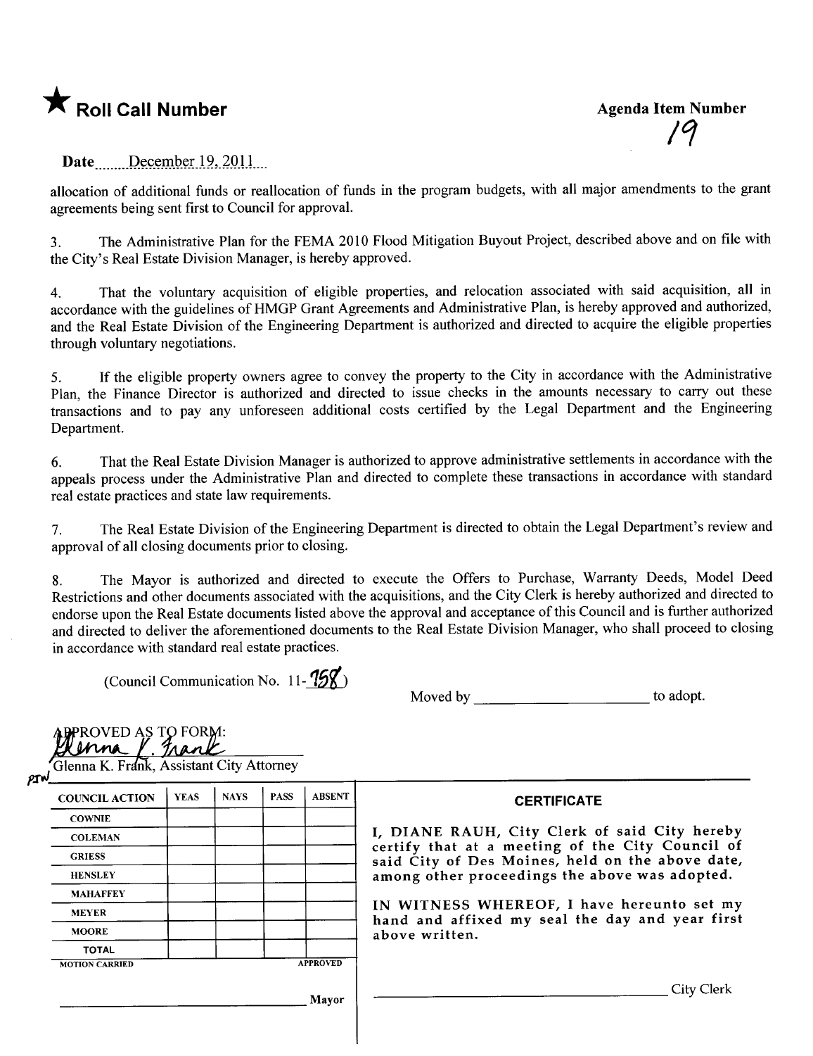★ **Roll Call Number**

**Agenda Item Number**
19

**Date** December 19, 2011

allocation of additional funds or reallocation of funds in the program budgets, with all major amendments to the grant agreements being sent first to Council for approval.

3. The Administrative Plan for the FEMA 2010 Flood Mitigation Buyout Project, described above and on file with the City's Real Estate Division Manager, is hereby approved.

4. That the voluntary acquisition of eligible properties, and relocation associated with said acquisition, all in accordance with the guidelines of HMGP Grant Agreements and Administrative Plan, is hereby approved and authorized, and the Real Estate Division of the Engineering Department is authorized and directed to acquire the eligible properties through voluntary negotiations.

5. If the eligible property owners agree to convey the property to the City in accordance with the Administrative Plan, the Finance Director is authorized and directed to issue checks in the amounts necessary to carry out these transactions and to pay any unforeseen additional costs certified by the Legal Department and the Engineering Department.

6. That the Real Estate Division Manager is authorized to approve administrative settlements in accordance with the appeals process under the Administrative Plan and directed to complete these transactions in accordance with standard real estate practices and state law requirements.

7. The Real Estate Division of the Engineering Department is directed to obtain the Legal Department's review and approval of all closing documents prior to closing.

8. The Mayor is authorized and directed to execute the Offers to Purchase, Warranty Deeds, Model Deed Restrictions and other documents associated with the acquisitions, and the City Clerk is hereby authorized and directed to endorse upon the Real Estate documents listed above the approval and acceptance of this Council and is further authorized and directed to deliver the aforementioned documents to the Real Estate Division Manager, who shall proceed to closing in accordance with standard real estate practices.

(Council Communication No. 11-758)

Moved by ______________________ to adopt.

APPROVED AS TO FORM:
Glenna K. Frank
Glenna K. Frank, Assistant City Attorney

| COUNCIL ACTION | YEAS | NAYS | PASS | ABSENT |
|---|---|---|---|---|
| COWNIE | | | | |
| COLEMAN | | | | |
| GRIESS | | | | |
| HENSLEY | | | | |
| MAHAFFEY | | | | |
| MEYER | | | | |
| MOORE | | | | |
| TOTAL | | | | |
| MOTION CARRIED | | | | APPROVED |

______________________ Mayor

**CERTIFICATE**

I, DIANE RAUH, City Clerk of said City hereby certify that at a meeting of the City Council of said City of Des Moines, held on the above date, among other proceedings the above was adopted.

IN WITNESS WHEREOF, I have hereunto set my hand and affixed my seal the day and year first above written.

______________________ City Clerk